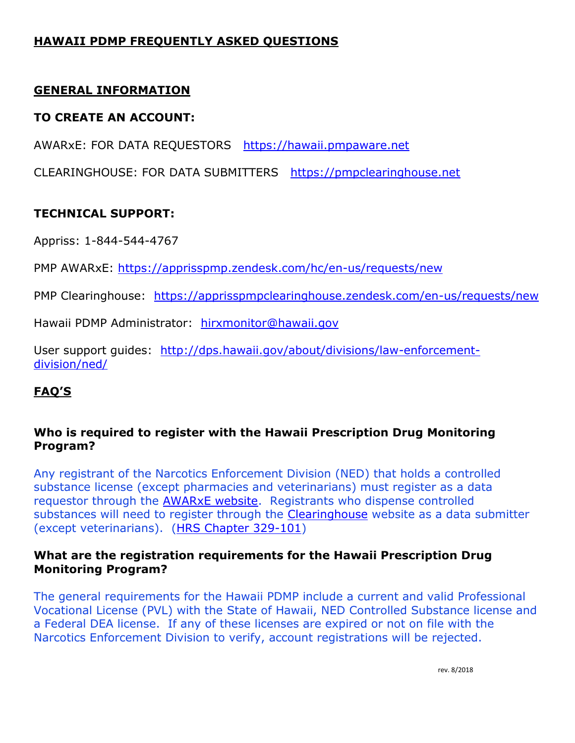# HAWAII PDMP FREQUENTLY ASKED QUESTIONS

## GENERAL INFORMATION

### TO CREATE AN ACCOUNT:

AWARxE: FOR DATA REQUESTORS https://hawaii.pmpaware.net

CLEARINGHOUSE: FOR DATA SUBMITTERS https://pmpclearinghouse.net

### TECHNICAL SUPPORT:

Appriss: 1-844-544-4767

PMP AWARxE: https://apprisspmp.zendesk.com/hc/en-us/requests/new

PMP Clearinghouse: https://apprisspmpclearinghouse.zendesk.com/en-us/requests/new

Hawaii PDMP Administrator: hirxmonitor@hawaii.gov

User support guides: http://dps.hawaii.gov/about/divisions/law-enforcement-division/ned/

## FAQ'S

### Who is required to register with the Hawaii Prescription Drug Monitoring Program?

Any registrant of the Narcotics Enforcement Division (NED) that holds a controlled substance license (except pharmacies and veterinarians) must register as a data requestor through the AWARxE website. Registrants who dispense controlled substances will need to register through the Clearinghouse website as a data submitter (except veterinarians). (HRS Chapter 329-101)

### What are the registration requirements for the Hawaii Prescription Drug Monitoring Program?

The general requirements for the Hawaii PDMP include a current and valid Professional Vocational License (PVL) with the State of Hawaii, NED Controlled Substance license and a Federal DEA license. If any of these licenses are expired or not on file with the Narcotics Enforcement Division to verify, account registrations will be rejected.

rev. 8/2018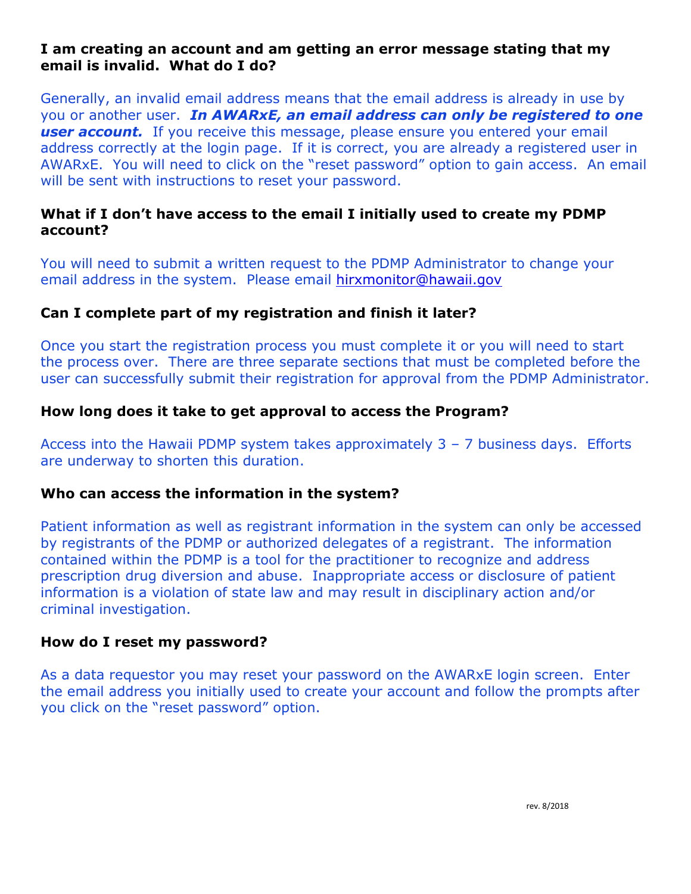**I am creating an account and am getting an error message stating that my email is invalid. What do I do?**

Generally, an invalid email address means that the email address is already in use by you or another user. ***In AWARxE, an email address can only be registered to one user account.*** If you receive this message, please ensure you entered your email address correctly at the login page. If it is correct, you are already a registered user in AWARxE. You will need to click on the "reset password" option to gain access. An email will be sent with instructions to reset your password.

**What if I don't have access to the email I initially used to create my PDMP account?**

You will need to submit a written request to the PDMP Administrator to change your email address in the system. Please email hirxmonitor@hawaii.gov

**Can I complete part of my registration and finish it later?**

Once you start the registration process you must complete it or you will need to start the process over. There are three separate sections that must be completed before the user can successfully submit their registration for approval from the PDMP Administrator.

**How long does it take to get approval to access the Program?**

Access into the Hawaii PDMP system takes approximately 3 – 7 business days. Efforts are underway to shorten this duration.

**Who can access the information in the system?**

Patient information as well as registrant information in the system can only be accessed by registrants of the PDMP or authorized delegates of a registrant. The information contained within the PDMP is a tool for the practitioner to recognize and address prescription drug diversion and abuse. Inappropriate access or disclosure of patient information is a violation of state law and may result in disciplinary action and/or criminal investigation.

**How do I reset my password?**

As a data requestor you may reset your password on the AWARxE login screen. Enter the email address you initially used to create your account and follow the prompts after you click on the "reset password" option.

rev. 8/2018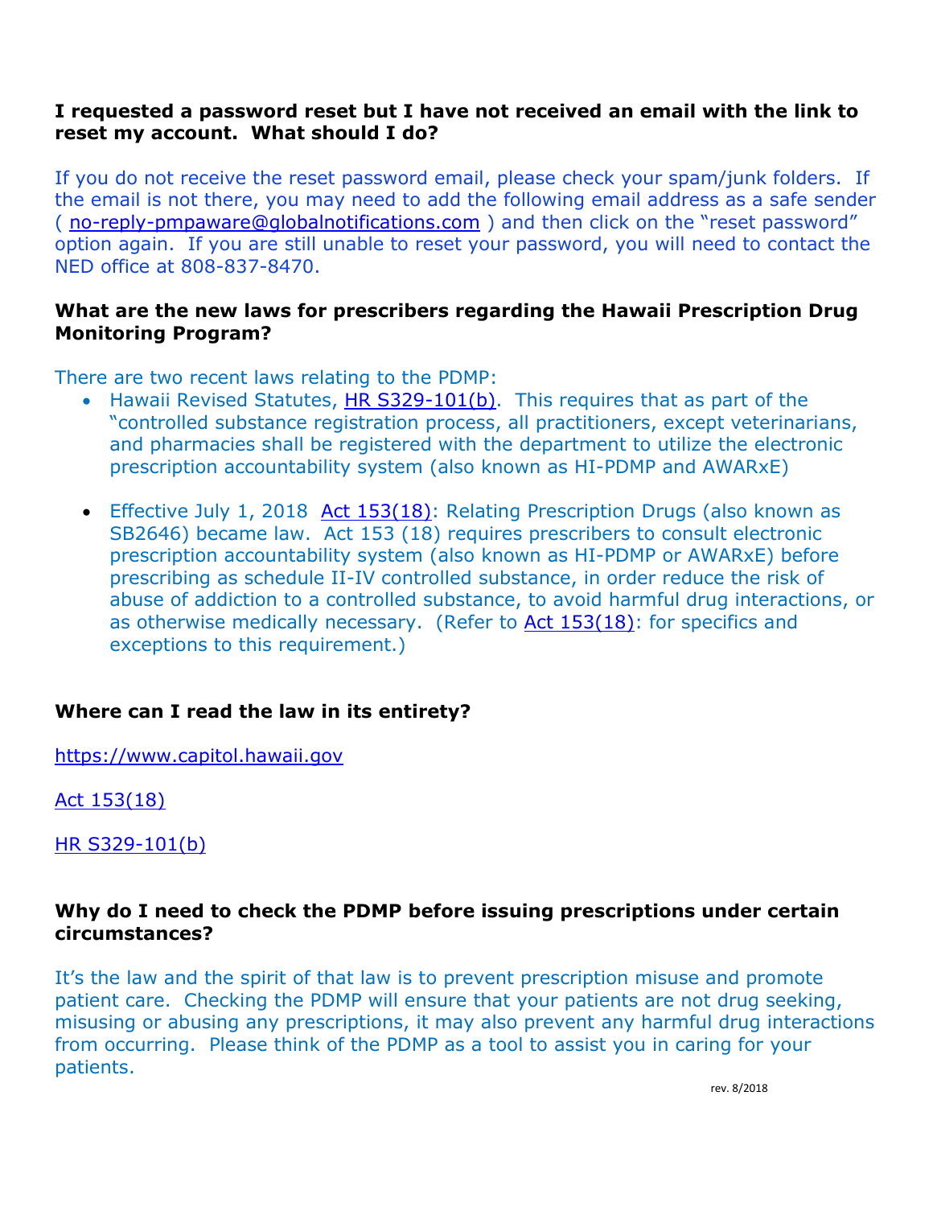**I requested a password reset but I have not received an email with the link to reset my account. What should I do?**

If you do not receive the reset password email, please check your spam/junk folders. If the email is not there, you may need to add the following email address as a safe sender ( no-reply-pmpaware@globalnotifications.com ) and then click on the "reset password" option again. If you are still unable to reset your password, you will need to contact the NED office at 808-837-8470.

**What are the new laws for prescribers regarding the Hawaii Prescription Drug Monitoring Program?**

There are two recent laws relating to the PDMP:

- Hawaii Revised Statutes, HR S329-101(b). This requires that as part of the "controlled substance registration process, all practitioners, except veterinarians, and pharmacies shall be registered with the department to utilize the electronic prescription accountability system (also known as HI-PDMP and AWARxE)
- Effective July 1, 2018 Act 153(18): Relating Prescription Drugs (also known as SB2646) became law. Act 153 (18) requires prescribers to consult electronic prescription accountability system (also known as HI-PDMP or AWARxE) before prescribing as schedule II-IV controlled substance, in order reduce the risk of abuse of addiction to a controlled substance, to avoid harmful drug interactions, or as otherwise medically necessary. (Refer to Act 153(18): for specifics and exceptions to this requirement.)

**Where can I read the law in its entirety?**

https://www.capitol.hawaii.gov

Act 153(18)

HR S329-101(b)

**Why do I need to check the PDMP before issuing prescriptions under certain circumstances?**

It's the law and the spirit of that law is to prevent prescription misuse and promote patient care. Checking the PDMP will ensure that your patients are not drug seeking, misusing or abusing any prescriptions, it may also prevent any harmful drug interactions from occurring. Please think of the PDMP as a tool to assist you in caring for your patients.

rev. 8/2018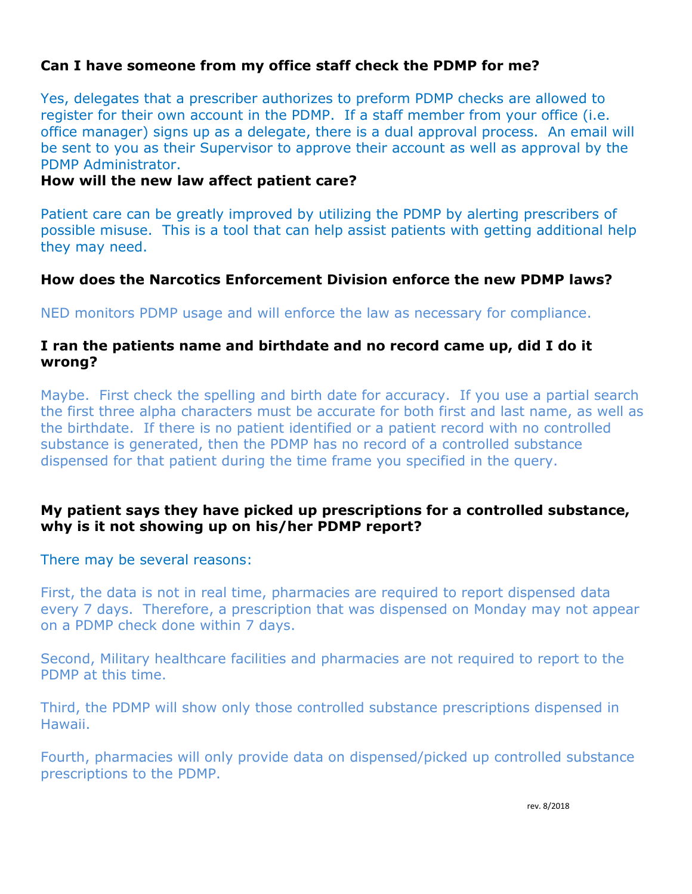**Can I have someone from my office staff check the PDMP for me?**

Yes, delegates that a prescriber authorizes to preform PDMP checks are allowed to register for their own account in the PDMP. If a staff member from your office (i.e. office manager) signs up as a delegate, there is a dual approval process. An email will be sent to you as their Supervisor to approve their account as well as approval by the PDMP Administrator.

**How will the new law affect patient care?**

Patient care can be greatly improved by utilizing the PDMP by alerting prescribers of possible misuse. This is a tool that can help assist patients with getting additional help they may need.

**How does the Narcotics Enforcement Division enforce the new PDMP laws?**

NED monitors PDMP usage and will enforce the law as necessary for compliance.

**I ran the patients name and birthdate and no record came up, did I do it wrong?**

Maybe. First check the spelling and birth date for accuracy. If you use a partial search the first three alpha characters must be accurate for both first and last name, as well as the birthdate. If there is no patient identified or a patient record with no controlled substance is generated, then the PDMP has no record of a controlled substance dispensed for that patient during the time frame you specified in the query.

**My patient says they have picked up prescriptions for a controlled substance, why is it not showing up on his/her PDMP report?**

There may be several reasons:

First, the data is not in real time, pharmacies are required to report dispensed data every 7 days. Therefore, a prescription that was dispensed on Monday may not appear on a PDMP check done within 7 days.

Second, Military healthcare facilities and pharmacies are not required to report to the PDMP at this time.

Third, the PDMP will show only those controlled substance prescriptions dispensed in Hawaii.

Fourth, pharmacies will only provide data on dispensed/picked up controlled substance prescriptions to the PDMP.

rev. 8/2018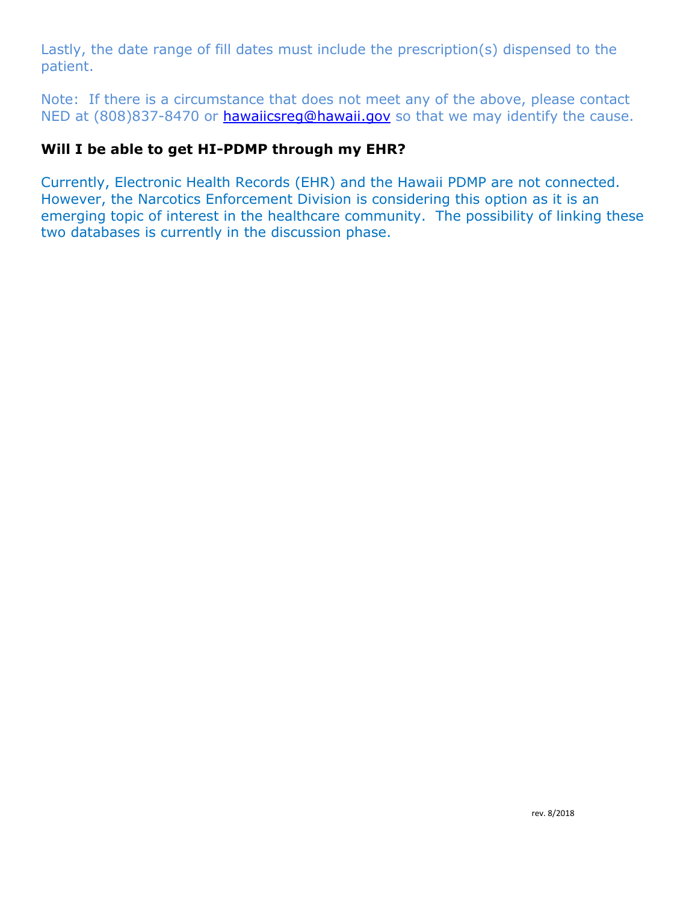Lastly, the date range of fill dates must include the prescription(s) dispensed to the patient.

Note: If there is a circumstance that does not meet any of the above, please contact NED at (808)837-8470 or hawaiicsreg@hawaii.gov so that we may identify the cause.

**Will I be able to get HI-PDMP through my EHR?**

Currently, Electronic Health Records (EHR) and the Hawaii PDMP are not connected. However, the Narcotics Enforcement Division is considering this option as it is an emerging topic of interest in the healthcare community. The possibility of linking these two databases is currently in the discussion phase.

rev. 8/2018